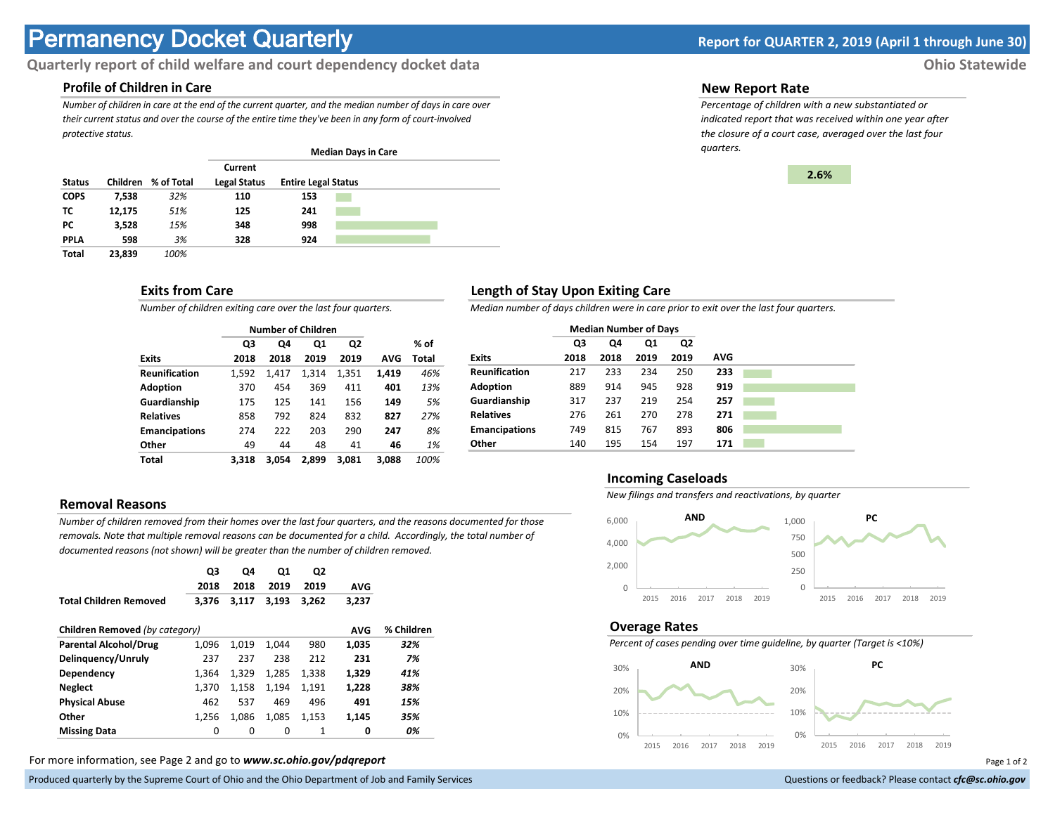# Permanency Docket Quarterly

**Report for QUARTER 2, 2019 (April 1 through June 30)**

## Quarterly report of child welfare and court dependency docket data

**Ohio Statewide**

### Profile of Children in Care

*Number of children in care at the end of the current quarter, and the median number of days in care over their current status and over the course of the entire time they've been in any form of court-involved protective status.*

| | | | Median Days in Care | |
|---|---|---|---|---|
| **Status** | **Children** | **% of Total** | **Current Legal Status** | **Entire Legal Status** |
| **COPS** | **7,538** | *32%* | **110** | **153** |
| **TC** | **12,175** | *51%* | **125** | **241** |
| **PC** | **3,528** | *15%* | **348** | **998** |
| **PPLA** | **598** | *3%* | **328** | **924** |
| **Total** | **23,839** | *100%* | | |

### New Report Rate

*Percentage of children with a new substantiated or indicated report that was received within one year after the closure of a court case, averaged over the last four quarters.*

**2.6%**

### Exits from Care

*Number of children exiting care over the last four quarters.*

| | Number of Children | | | | | |
|---|---|---|---|---|---|---|
| **Exits** | **Q3 2018** | **Q4 2018** | **Q1 2019** | **Q2 2019** | **AVG** | **% of Total** |
| **Reunification** | 1,592 | 1,417 | 1,314 | 1,351 | **1,419** | *46%* |
| **Adoption** | 370 | 454 | 369 | 411 | **401** | *13%* |
| **Guardianship** | 175 | 125 | 141 | 156 | **149** | *5%* |
| **Relatives** | 858 | 792 | 824 | 832 | **827** | *27%* |
| **Emancipations** | 274 | 222 | 203 | 290 | **247** | *8%* |
| **Other** | 49 | 44 | 48 | 41 | **46** | *1%* |
| **Total** | **3,318** | **3,054** | **2,899** | **3,081** | **3,088** | *100%* |

### Length of Stay Upon Exiting Care

*Median number of days children were in care prior to exit over the last four quarters.*

| | Median Number of Days | | | | |
|---|---|---|---|---|---|
| **Exits** | **Q3 2018** | **Q4 2018** | **Q1 2019** | **Q2 2019** | **AVG** |
| **Reunification** | 217 | 233 | 234 | 250 | **233** |
| **Adoption** | 889 | 914 | 945 | 928 | **919** |
| **Guardianship** | 317 | 237 | 219 | 254 | **257** |
| **Relatives** | 276 | 261 | 270 | 278 | **271** |
| **Emancipations** | 749 | 815 | 767 | 893 | **806** |
| **Other** | 140 | 195 | 154 | 197 | **171** |

### Removal Reasons

*Number of children removed from their homes over the last four quarters, and the reasons documented for those removals. Note that multiple removal reasons can be documented for a child. Accordingly, the total number of documented reasons (not shown) will be greater than the number of children removed.*

| | **Q3 2018** | **Q4 2018** | **Q1 2019** | **Q2 2019** | **AVG** |
|---|---|---|---|---|---|
| **Total Children Removed** | **3,376** | **3,117** | **3,193** | **3,262** | **3,237** |

| **Children Removed** *(by category)* | | | | | **AVG** | **% Children** |
|---|---|---|---|---|---|---|
| **Parental Alcohol/Drug** | 1,096 | 1,019 | 1,044 | 980 | **1,035** | ***32%*** |
| **Delinquency/Unruly** | 237 | 237 | 238 | 212 | **231** | ***7%*** |
| **Dependency** | 1,364 | 1,329 | 1,285 | 1,338 | **1,329** | ***41%*** |
| **Neglect** | 1,370 | 1,158 | 1,194 | 1,191 | **1,228** | ***38%*** |
| **Physical Abuse** | 462 | 537 | 469 | 496 | **491** | ***15%*** |
| **Other** | 1,256 | 1,086 | 1,085 | 1,153 | **1,145** | ***35%*** |
| **Missing Data** | 0 | 0 | 0 | 1 | **0** | ***0%*** |

### Incoming Caseloads

*New filings and transfers and reactivations, by quarter*

AND
6,000
4,000
2,000
0
2015 2016 2017 2018 2019

PC
1,000
750
500
250
0
2015 2016 2017 2018 2019

### Overage Rates

*Percent of cases pending over time guideline, by quarter (Target is <10%)*

AND
30%
20%
10%
0%
2015 2016 2017 2018 2019

PC
30%
20%
10%
0%
2015 2016 2017 2018 2019

For more information, see Page 2 and go to ***www.sc.ohio.gov/pdqreport***

Produced quarterly by the Supreme Court of Ohio and the Ohio Department of Job and Family Services

Questions or feedback? Please contact ***cfc@sc.ohio.gov***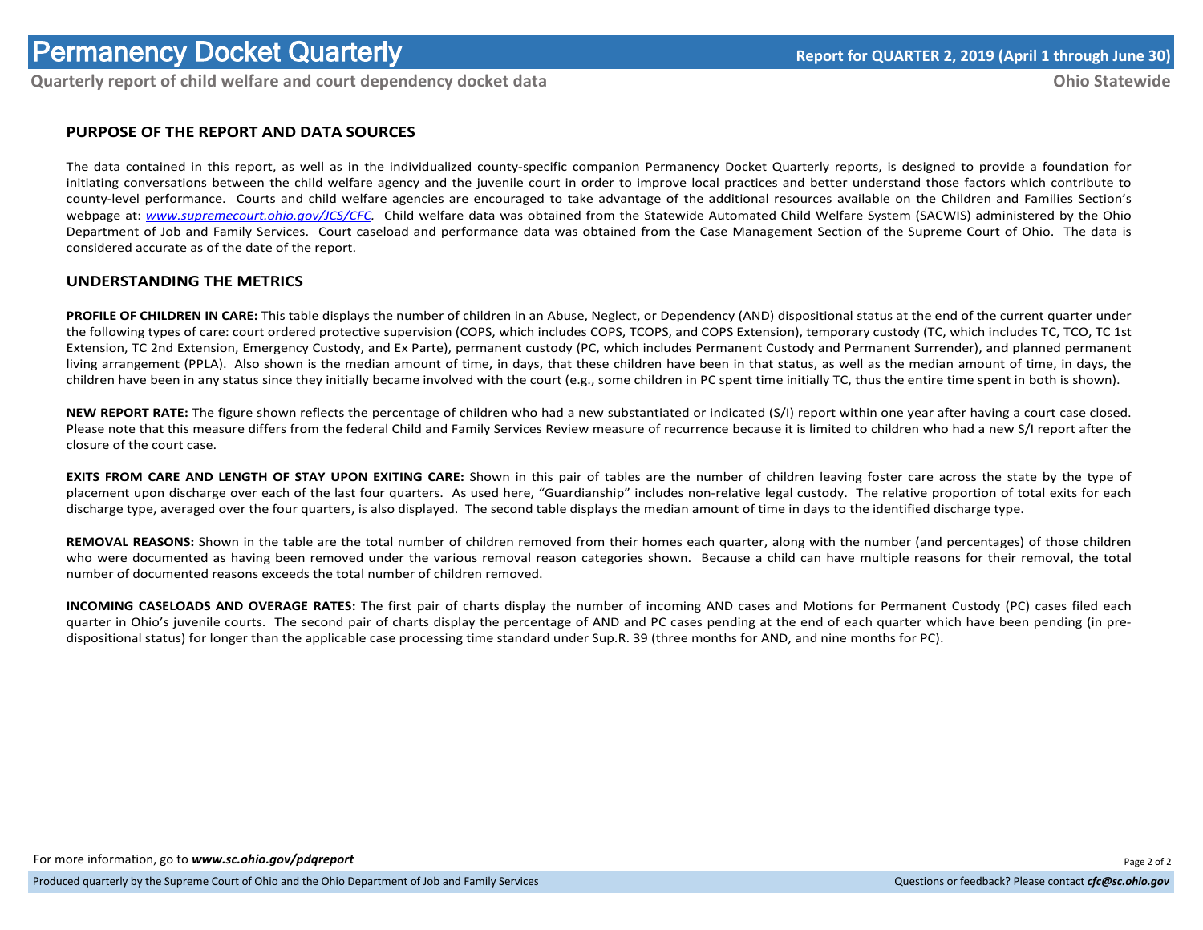# Permanency Docket Quarterly

**Report for QUARTER 2, 2019 (April 1 through June 30)**

**Quarterly report of child welfare and court dependency docket data**

**Ohio Statewide**

## PURPOSE OF THE REPORT AND DATA SOURCES

The data contained in this report, as well as in the individualized county-specific companion Permanency Docket Quarterly reports, is designed to provide a foundation for initiating conversations between the child welfare agency and the juvenile court in order to improve local practices and better understand those factors which contribute to county-level performance. Courts and child welfare agencies are encouraged to take advantage of the additional resources available on the Children and Families Section's webpage at: *www.supremecourt.ohio.gov/JCS/CFC.* Child welfare data was obtained from the Statewide Automated Child Welfare System (SACWIS) administered by the Ohio Department of Job and Family Services. Court caseload and performance data was obtained from the Case Management Section of the Supreme Court of Ohio. The data is considered accurate as of the date of the report.

## UNDERSTANDING THE METRICS

**PROFILE OF CHILDREN IN CARE:** This table displays the number of children in an Abuse, Neglect, or Dependency (AND) dispositional status at the end of the current quarter under the following types of care: court ordered protective supervision (COPS, which includes COPS, TCOPS, and COPS Extension), temporary custody (TC, which includes TC, TCO, TC 1st Extension, TC 2nd Extension, Emergency Custody, and Ex Parte), permanent custody (PC, which includes Permanent Custody and Permanent Surrender), and planned permanent living arrangement (PPLA). Also shown is the median amount of time, in days, that these children have been in that status, as well as the median amount of time, in days, the children have been in any status since they initially became involved with the court (e.g., some children in PC spent time initially TC, thus the entire time spent in both is shown).

**NEW REPORT RATE:** The figure shown reflects the percentage of children who had a new substantiated or indicated (S/I) report within one year after having a court case closed. Please note that this measure differs from the federal Child and Family Services Review measure of recurrence because it is limited to children who had a new S/I report after the closure of the court case.

**EXITS FROM CARE AND LENGTH OF STAY UPON EXITING CARE:** Shown in this pair of tables are the number of children leaving foster care across the state by the type of placement upon discharge over each of the last four quarters. As used here, "Guardianship" includes non-relative legal custody. The relative proportion of total exits for each discharge type, averaged over the four quarters, is also displayed. The second table displays the median amount of time in days to the identified discharge type.

**REMOVAL REASONS:** Shown in the table are the total number of children removed from their homes each quarter, along with the number (and percentages) of those children who were documented as having been removed under the various removal reason categories shown. Because a child can have multiple reasons for their removal, the total number of documented reasons exceeds the total number of children removed.

**INCOMING CASELOADS AND OVERAGE RATES:** The first pair of charts display the number of incoming AND cases and Motions for Permanent Custody (PC) cases filed each quarter in Ohio's juvenile courts. The second pair of charts display the percentage of AND and PC cases pending at the end of each quarter which have been pending (in pre-dispositional status) for longer than the applicable case processing time standard under Sup.R. 39 (three months for AND, and nine months for PC).

For more information, go to ***www.sc.ohio.gov/pdqreport***

Produced quarterly by the Supreme Court of Ohio and the Ohio Department of Job and Family Services

Questions or feedback? Please contact ***cfc@sc.ohio.gov***